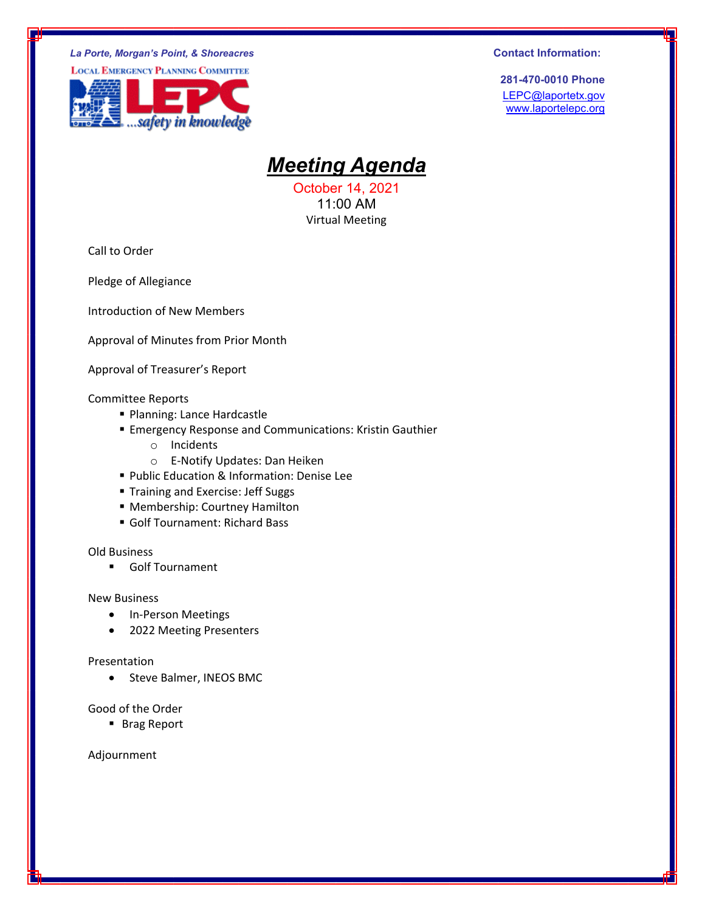*La Porte, Morgan's Point, & Shoreacres*

LOCAL EMERGENCY PLANNING COMMITTEE

LEPC ...safety in knowledge

**Contact Information:**

**281-470-0010 Phone**
LEPC@laportetx.gov
www.laportelepc.org

# ***Meeting Agenda***

October 14, 2021
11:00 AM
Virtual Meeting

Call to Order

Pledge of Allegiance

Introduction of New Members

Approval of Minutes from Prior Month

Approval of Treasurer's Report

Committee Reports
- Planning: Lance Hardcastle
- Emergency Response and Communications: Kristin Gauthier
  - Incidents
  - E-Notify Updates: Dan Heiken
- Public Education & Information: Denise Lee
- Training and Exercise: Jeff Suggs
- Membership: Courtney Hamilton
- Golf Tournament: Richard Bass

Old Business
- Golf Tournament

New Business
- In-Person Meetings
- 2022 Meeting Presenters

Presentation
- Steve Balmer, INEOS BMC

Good of the Order
- Brag Report

Adjournment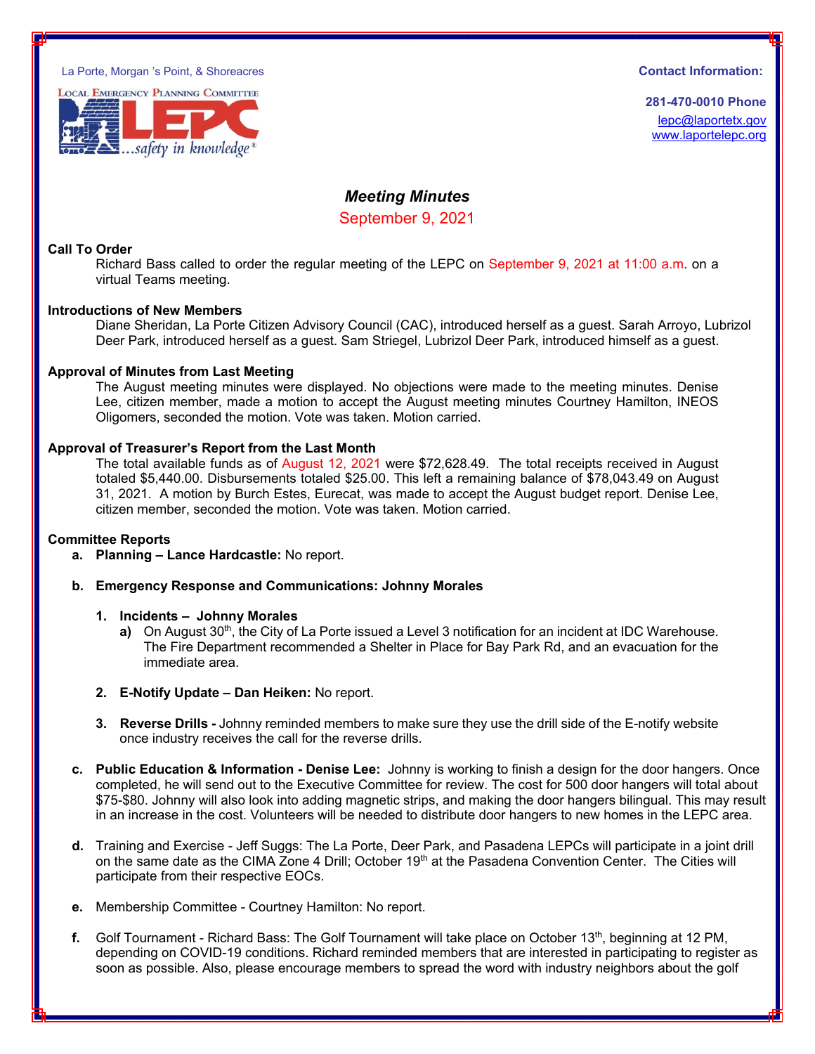La Porte, Morgan 's Point, & Shoreacres

LOCAL EMERGENCY PLANNING COMMITTEE

LEPC ...safety in knowledge®

**Contact Information:**

**281-470-0010 Phone**
lepc@laportetx.gov
www.laportelepc.org

# *Meeting Minutes*

September 9, 2021

**Call To Order**

Richard Bass called to order the regular meeting of the LEPC on September 9, 2021 at 11:00 a.m. on a virtual Teams meeting.

**Introductions of New Members**

Diane Sheridan, La Porte Citizen Advisory Council (CAC), introduced herself as a guest. Sarah Arroyo, Lubrizol Deer Park, introduced herself as a guest. Sam Striegel, Lubrizol Deer Park, introduced himself as a guest.

**Approval of Minutes from Last Meeting**

The August meeting minutes were displayed. No objections were made to the meeting minutes. Denise Lee, citizen member, made a motion to accept the August meeting minutes Courtney Hamilton, INEOS Oligomers, seconded the motion. Vote was taken. Motion carried.

**Approval of Treasurer's Report from the Last Month**

The total available funds as of August 12, 2021 were $72,628.49. The total receipts received in August totaled $5,440.00. Disbursements totaled $25.00. This left a remaining balance of $78,043.49 on August 31, 2021. A motion by Burch Estes, Eurecat, was made to accept the August budget report. Denise Lee, citizen member, seconded the motion. Vote was taken. Motion carried.

**Committee Reports**

- **a. Planning – Lance Hardcastle:** No report.

- **b. Emergency Response and Communications: Johnny Morales**

  1. **Incidents – Johnny Morales**
     - **a)** On August 30th, the City of La Porte issued a Level 3 notification for an incident at IDC Warehouse. The Fire Department recommended a Shelter in Place for Bay Park Rd, and an evacuation for the immediate area.

  2. **E-Notify Update – Dan Heiken:** No report.

  3. **Reverse Drills -** Johnny reminded members to make sure they use the drill side of the E-notify website once industry receives the call for the reverse drills.

- **c. Public Education & Information - Denise Lee:** Johnny is working to finish a design for the door hangers. Once completed, he will send out to the Executive Committee for review. The cost for 500 door hangers will total about $75-$80. Johnny will also look into adding magnetic strips, and making the door hangers bilingual. This may result in an increase in the cost. Volunteers will be needed to distribute door hangers to new homes in the LEPC area.

- **d.** Training and Exercise - Jeff Suggs: The La Porte, Deer Park, and Pasadena LEPCs will participate in a joint drill on the same date as the CIMA Zone 4 Drill; October 19th at the Pasadena Convention Center. The Cities will participate from their respective EOCs.

- **e.** Membership Committee - Courtney Hamilton: No report.

- **f.** Golf Tournament - Richard Bass: The Golf Tournament will take place on October 13th, beginning at 12 PM, depending on COVID-19 conditions. Richard reminded members that are interested in participating to register as soon as possible. Also, please encourage members to spread the word with industry neighbors about the golf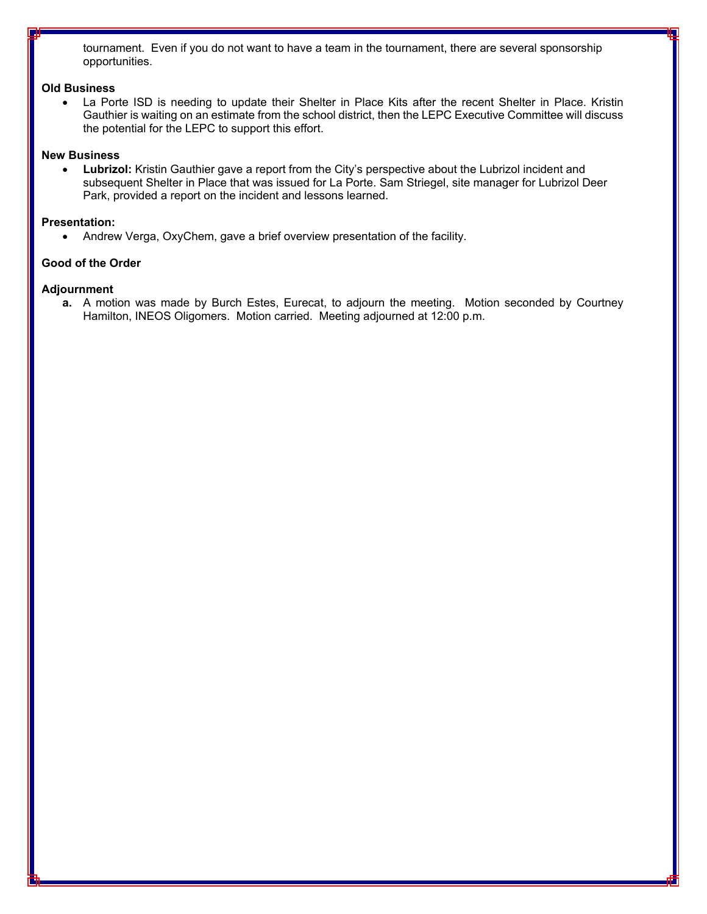tournament. Even if you do not want to have a team in the tournament, there are several sponsorship opportunities.

**Old Business**

- La Porte ISD is needing to update their Shelter in Place Kits after the recent Shelter in Place. Kristin Gauthier is waiting on an estimate from the school district, then the LEPC Executive Committee will discuss the potential for the LEPC to support this effort.

**New Business**

- **Lubrizol:** Kristin Gauthier gave a report from the City's perspective about the Lubrizol incident and subsequent Shelter in Place that was issued for La Porte. Sam Striegel, site manager for Lubrizol Deer Park, provided a report on the incident and lessons learned.

**Presentation:**

- Andrew Verga, OxyChem, gave a brief overview presentation of the facility.

**Good of the Order**

**Adjournment**

**a.** A motion was made by Burch Estes, Eurecat, to adjourn the meeting. Motion seconded by Courtney Hamilton, INEOS Oligomers. Motion carried. Meeting adjourned at 12:00 p.m.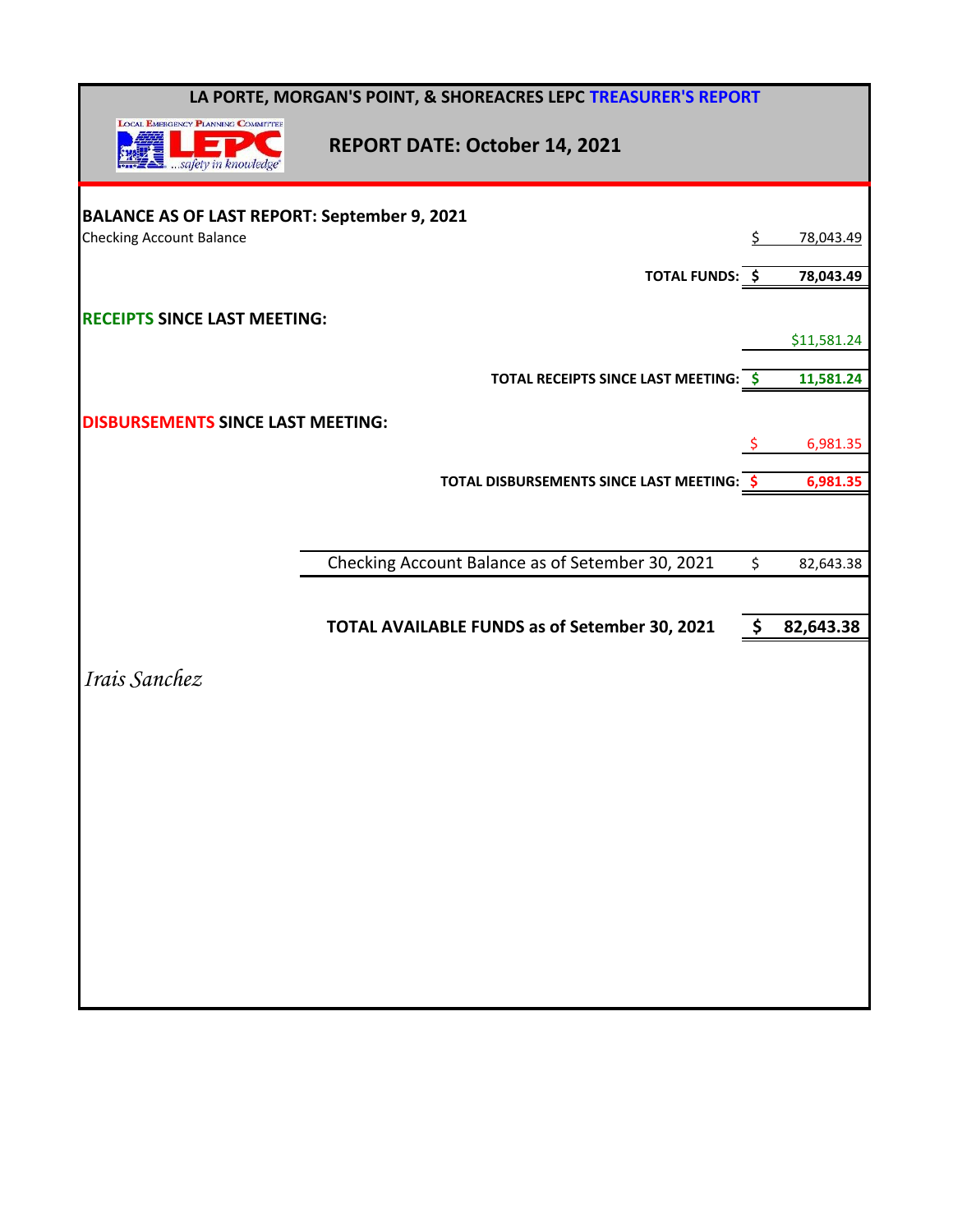# LA PORTE, MORGAN'S POINT, & SHOREACRES LEPC TREASURER'S REPORT

**REPORT DATE: October 14, 2021**

**BALANCE AS OF LAST REPORT: September 9, 2021**

| | | |
|---|---|---|
| Checking Account Balance | $ | 78,043.49 |
| **TOTAL FUNDS:** | **$** | **78,043.49** |

**RECEIPTS SINCE LAST MEETING:**

| | | |
|---|---|---|
| | | $11,581.24 |
| **TOTAL RECEIPTS SINCE LAST MEETING:** | **$** | **11,581.24** |

**DISBURSEMENTS SINCE LAST MEETING:**

| | | |
|---|---|---|
| | $ | 6,981.35 |
| **TOTAL DISBURSEMENTS SINCE LAST MEETING:** | **$** | **6,981.35** |

| | | |
|---|---|---|
| Checking Account Balance as of Setember 30, 2021 | $ | 82,643.38 |
| **TOTAL AVAILABLE FUNDS as of Setember 30, 2021** | **$** | **82,643.38** |

*Irais Sanchez*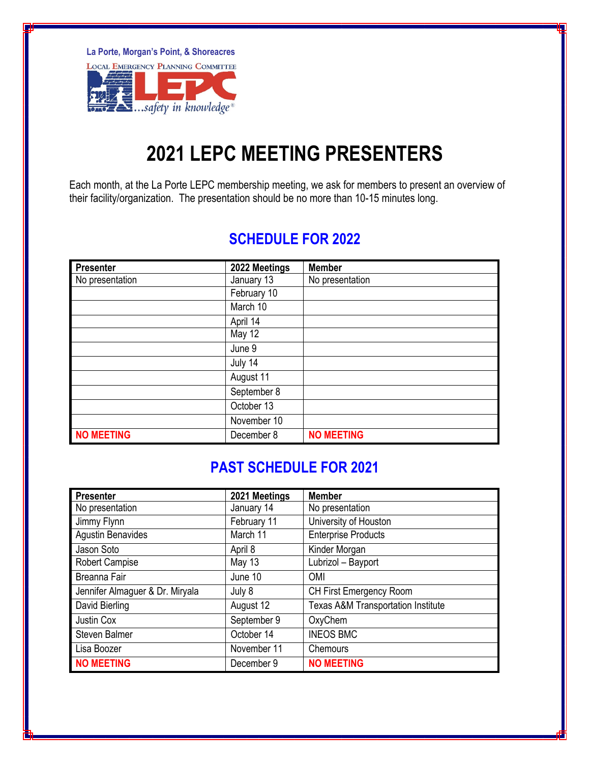La Porte, Morgan's Point, & Shoreacres

LOCAL EMERGENCY PLANNING COMMITTEE

LEPC ...safety in knowledge®

# 2021 LEPC MEETING PRESENTERS

Each month, at the La Porte LEPC membership meeting, we ask for members to present an overview of their facility/organization. The presentation should be no more than 10-15 minutes long.

## SCHEDULE FOR 2022

| Presenter | 2022 Meetings | Member |
|---|---|---|
| No presentation | January 13 | No presentation |
| | February 10 | |
| | March 10 | |
| | April 14 | |
| | May 12 | |
| | June 9 | |
| | July 14 | |
| | August 11 | |
| | September 8 | |
| | October 13 | |
| | November 10 | |
| **NO MEETING** | December 8 | **NO MEETING** |

## PAST SCHEDULE FOR 2021

| Presenter | 2021 Meetings | Member |
|---|---|---|
| No presentation | January 14 | No presentation |
| Jimmy Flynn | February 11 | University of Houston |
| Agustin Benavides | March 11 | Enterprise Products |
| Jason Soto | April 8 | Kinder Morgan |
| Robert Campise | May 13 | Lubrizol – Bayport |
| Breanna Fair | June 10 | OMI |
| Jennifer Almaguer & Dr. Miryala | July 8 | CH First Emergency Room |
| David Bierling | August 12 | Texas A&M Transportation Institute |
| Justin Cox | September 9 | OxyChem |
| Steven Balmer | October 14 | INEOS BMC |
| Lisa Boozer | November 11 | Chemours |
| **NO MEETING** | December 9 | **NO MEETING** |